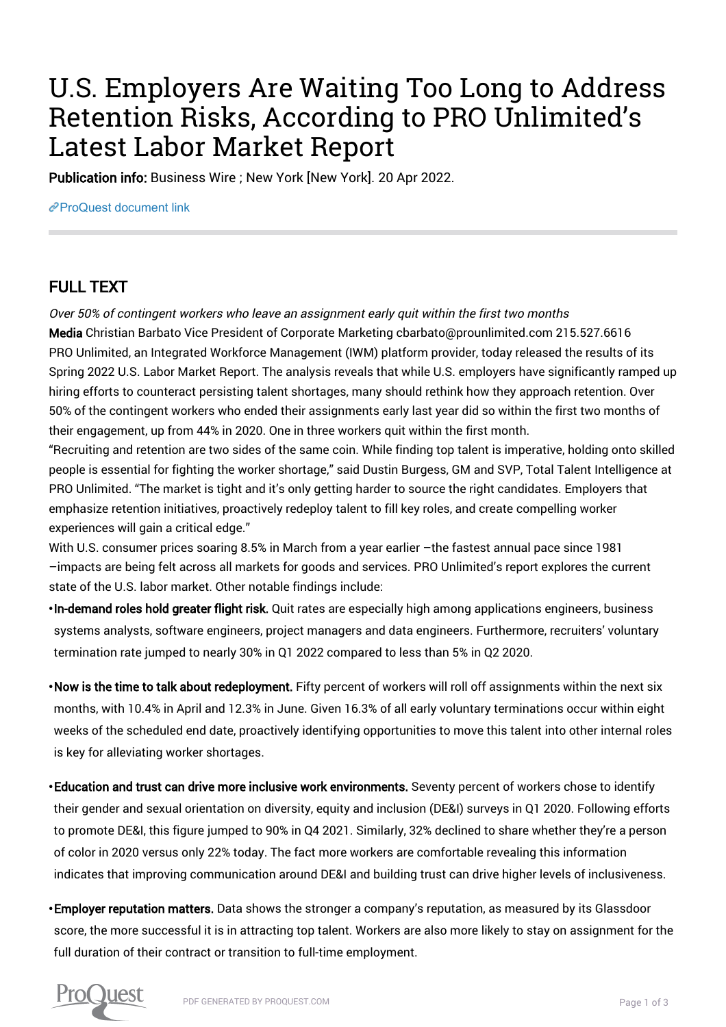# U.S. Employers Are Waiting Too Long to Address Retention Risks, According to PRO Unlimited's Latest Labor Market Report

**Publication info:** Business Wire ; New York [New York]. 20 Apr 2022.

ProQuest document link

## FULL TEXT

*Over 50% of contingent workers who leave an assignment early quit within the first two months*

**Media** Christian Barbato Vice President of Corporate Marketing cbarbato@prounlimited.com 215.527.6616

PRO Unlimited, an Integrated Workforce Management (IWM) platform provider, today released the results of its Spring 2022 U.S. Labor Market Report. The analysis reveals that while U.S. employers have significantly ramped up hiring efforts to counteract persisting talent shortages, many should rethink how they approach retention. Over 50% of the contingent workers who ended their assignments early last year did so within the first two months of their engagement, up from 44% in 2020. One in three workers quit within the first month.

"Recruiting and retention are two sides of the same coin. While finding top talent is imperative, holding onto skilled people is essential for fighting the worker shortage," said Dustin Burgess, GM and SVP, Total Talent Intelligence at PRO Unlimited. "The market is tight and it's only getting harder to source the right candidates. Employers that emphasize retention initiatives, proactively redeploy talent to fill key roles, and create compelling worker experiences will gain a critical edge."

With U.S. consumer prices soaring 8.5% in March from a year earlier –the fastest annual pace since 1981 –impacts are being felt across all markets for goods and services. PRO Unlimited's report explores the current state of the U.S. labor market. Other notable findings include:

- **In-demand roles hold greater flight risk.** Quit rates are especially high among applications engineers, business systems analysts, software engineers, project managers and data engineers. Furthermore, recruiters' voluntary termination rate jumped to nearly 30% in Q1 2022 compared to less than 5% in Q2 2020.
- **Now is the time to talk about redeployment.** Fifty percent of workers will roll off assignments within the next six months, with 10.4% in April and 12.3% in June. Given 16.3% of all early voluntary terminations occur within eight weeks of the scheduled end date, proactively identifying opportunities to move this talent into other internal roles is key for alleviating worker shortages.
- **Education and trust can drive more inclusive work environments.** Seventy percent of workers chose to identify their gender and sexual orientation on diversity, equity and inclusion (DE&I) surveys in Q1 2020. Following efforts to promote DE&I, this figure jumped to 90% in Q4 2021. Similarly, 32% declined to share whether they're a person of color in 2020 versus only 22% today. The fact more workers are comfortable revealing this information indicates that improving communication around DE&I and building trust can drive higher levels of inclusiveness.
- **Employer reputation matters.** Data shows the stronger a company's reputation, as measured by its Glassdoor score, the more successful it is in attracting top talent. Workers are also more likely to stay on assignment for the full duration of their contract or transition to full-time employment.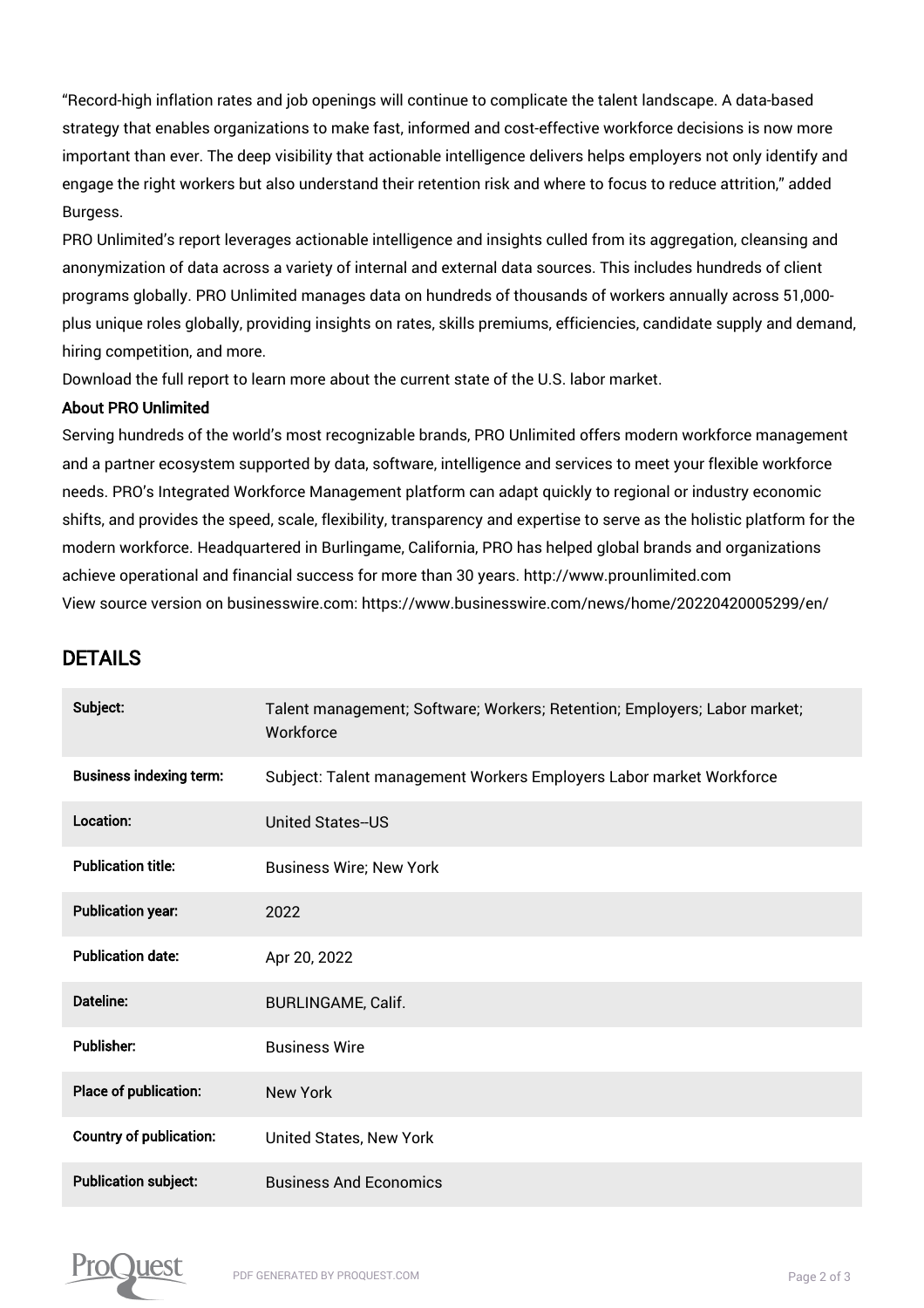"Record-high inflation rates and job openings will continue to complicate the talent landscape. A data-based strategy that enables organizations to make fast, informed and cost-effective workforce decisions is now more important than ever. The deep visibility that actionable intelligence delivers helps employers not only identify and engage the right workers but also understand their retention risk and where to focus to reduce attrition," added Burgess.

PRO Unlimited's report leverages actionable intelligence and insights culled from its aggregation, cleansing and anonymization of data across a variety of internal and external data sources. This includes hundreds of client programs globally. PRO Unlimited manages data on hundreds of thousands of workers annually across 51,000-plus unique roles globally, providing insights on rates, skills premiums, efficiencies, candidate supply and demand, hiring competition, and more.

Download the full report to learn more about the current state of the U.S. labor market.

**About PRO Unlimited**

Serving hundreds of the world's most recognizable brands, PRO Unlimited offers modern workforce management and a partner ecosystem supported by data, software, intelligence and services to meet your flexible workforce needs. PRO's Integrated Workforce Management platform can adapt quickly to regional or industry economic shifts, and provides the speed, scale, flexibility, transparency and expertise to serve as the holistic platform for the modern workforce. Headquartered in Burlingame, California, PRO has helped global brands and organizations achieve operational and financial success for more than 30 years. http://www.prounlimited.com

View source version on businesswire.com: https://www.businesswire.com/news/home/20220420005299/en/

## DETAILS

| | |
|---|---|
| **Subject:** | Talent management; Software; Workers; Retention; Employers; Labor market; Workforce |
| **Business indexing term:** | Subject: Talent management Workers Employers Labor market Workforce |
| **Location:** | United States--US |
| **Publication title:** | Business Wire; New York |
| **Publication year:** | 2022 |
| **Publication date:** | Apr 20, 2022 |
| **Dateline:** | BURLINGAME, Calif. |
| **Publisher:** | Business Wire |
| **Place of publication:** | New York |
| **Country of publication:** | United States, New York |
| **Publication subject:** | Business And Economics |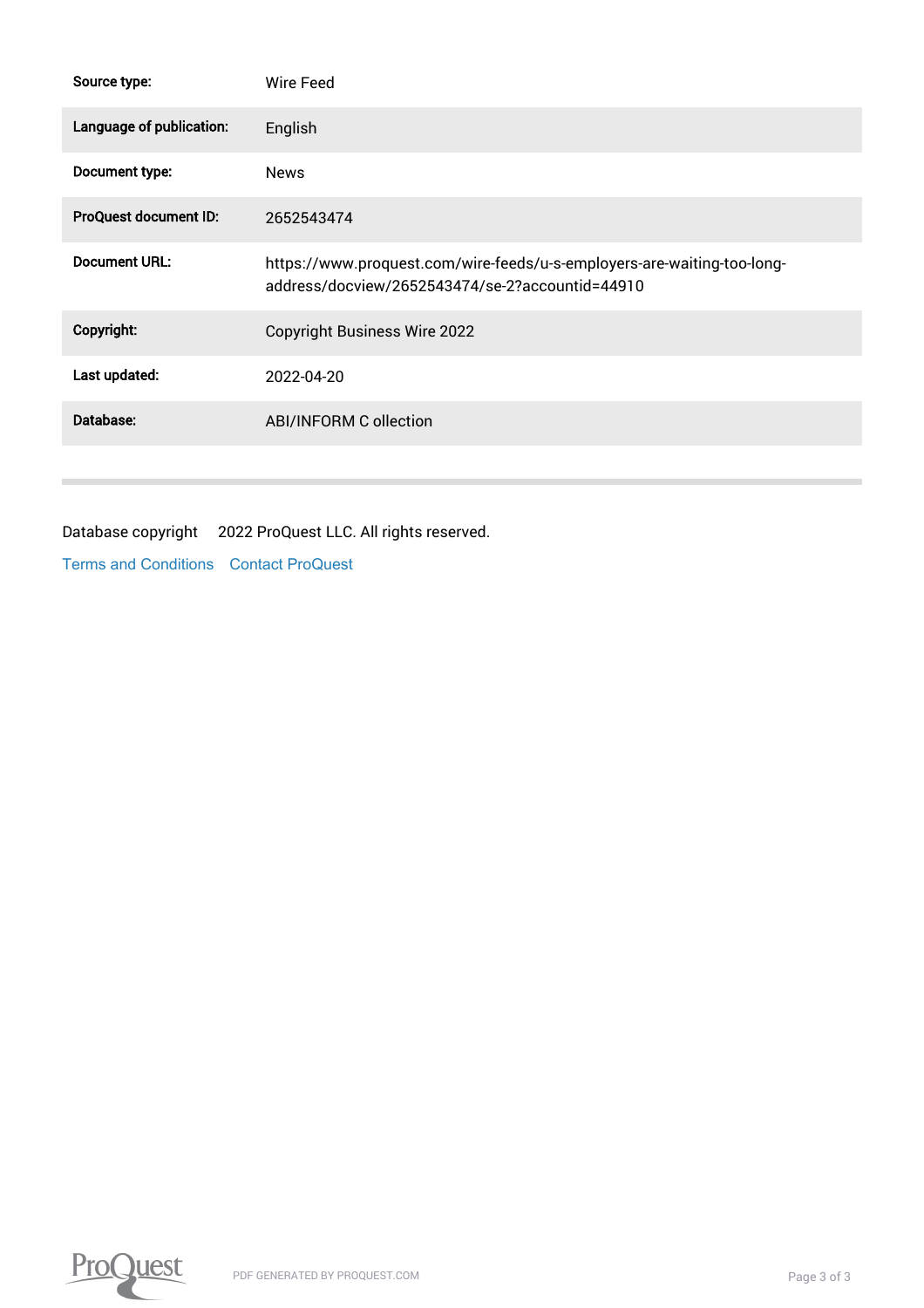| | |
|---|---|
| **Source type:** | Wire Feed |
| **Language of publication:** | English |
| **Document type:** | News |
| **ProQuest document ID:** | 2652543474 |
| **Document URL:** | https://www.proquest.com/wire-feeds/u-s-employers-are-waiting-too-long-address/docview/2652543474/se-2?accountid=44910 |
| **Copyright:** | Copyright Business Wire 2022 |
| **Last updated:** | 2022-04-20 |
| **Database:** | ABI/INFORM C ollection |

Database copyright 2022 ProQuest LLC. All rights reserved.

Terms and Conditions Contact ProQuest